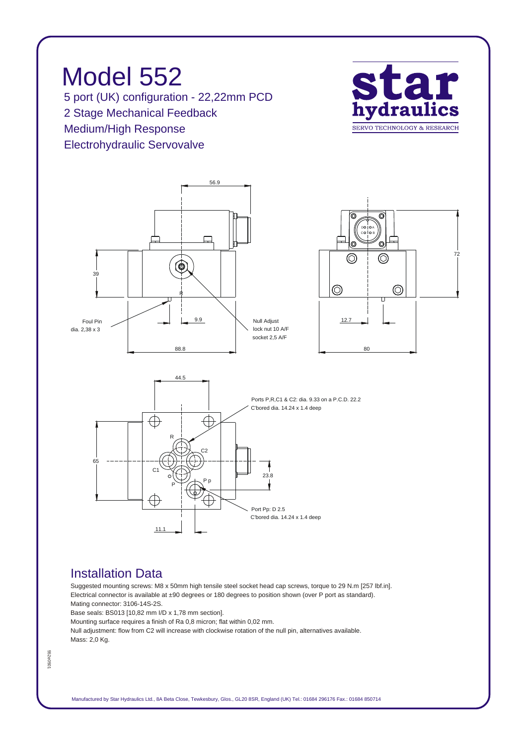# Model 552

5 port (UK) configuration - 22,22mm PCD
2 Stage Mechanical Feedback
Medium/High Response
Electrohydraulic Servovalve

star hydraulics
SERVO TECHNOLOGY & RESEARCH

56.9

39

Foul Pin dia. 2,38 x 3

9.9

Null Adjust lock nut 10 A/F socket 2,5 A/F

88.8

72

12.7

80

44.5

Ports P,R,C1 & C2: dia. 9.33 on a P.C.D. 22.2
C'bored dia. 14.24 x 1.4 deep

R

C2

65

C1

P

P p

23.8

Port Pp: D 2.5
C'bored dia. 14.24 x 1.4 deep

11.1

## Installation Data

Suggested mounting screws: M8 x 50mm high tensile steel socket head cap screws, torque to 29 N.m [257 lbf.in].
Electrical connector is available at ±90 degrees or 180 degrees to position shown (over P port as standard).
Mating connector: 3106-14S-2S.
Base seals: BS013 [10,82 mm I/D x 1,78 mm section].
Mounting surface requires a finish of Ra 0,8 micron; flat within 0,02 mm.
Null adjustment: flow from C2 will increase with clockwise rotation of the null pin, alternatives available.
Mass: 2,0 Kg.

552e0501

Manufactured by Star Hydraulics Ltd., 8A Beta Close, Tewkesbury, Glos., GL20 8SR, England (UK) Tel.: 01684 296176 Fax.: 01684 850714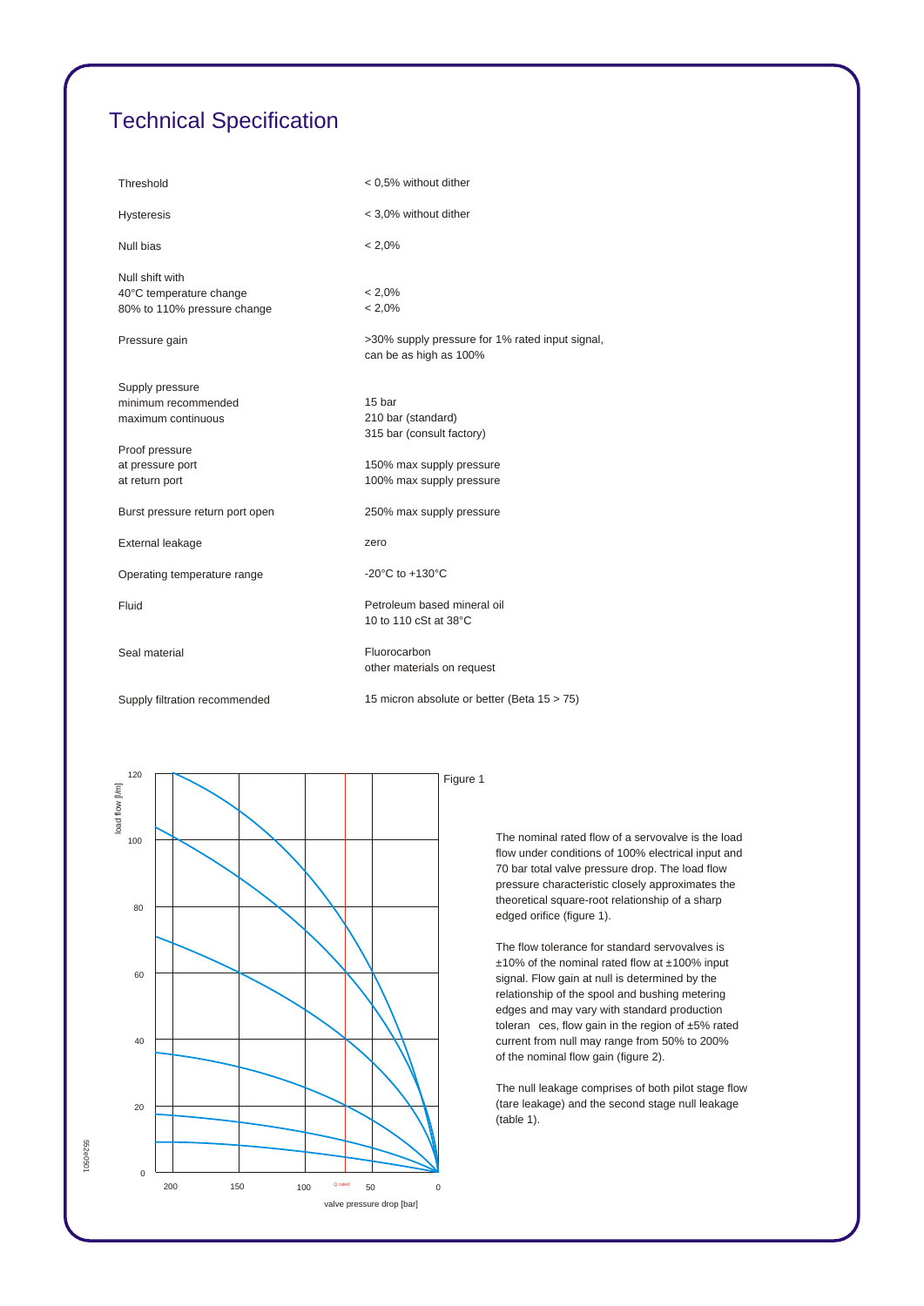# Technical Specification

| | |
|---|---|
| Threshold | < 0,5% without dither |
| Hysteresis | < 3,0% without dither |
| Null bias | < 2,0% |
| Null shift with<br>40°C temperature change<br>80% to 110% pressure change | <br>< 2,0%<br>< 2,0% |
| Pressure gain | >30% supply pressure for 1% rated input signal, can be as high as 100% |
| Supply pressure<br>minimum recommended<br>maximum continuous | <br>15 bar<br>210 bar (standard)<br>315 bar (consult factory) |
| Proof pressure<br>at pressure port<br>at return port | <br>150% max supply pressure<br>100% max supply pressure |
| Burst pressure return port open | 250% max supply pressure |
| External leakage | zero |
| Operating temperature range | -20°C to +130°C |
| Fluid | Petroleum based mineral oil<br>10 to 110 cSt at 38°C |
| Seal material | Fluorocarbon<br>other materials on request |
| Supply filtration recommended | 15 micron absolute or better (Beta 15 > 75) |

Figure 1

(Chart: load flow [l/m] vs. valve pressure drop [bar]; Q rated marked)

The nominal rated flow of a servovalve is the load flow under conditions of 100% electrical input and 70 bar total valve pressure drop. The load flow pressure characteristic closely approximates the theoretical square-root relationship of a sharp edged orifice (figure 1).

The flow tolerance for standard servovalves is ±10% of the nominal rated flow at ±100% input signal. Flow gain at null is determined by the relationship of the spool and bushing metering edges and may vary with standard production tolerances, flow gain in the region of ±5% rated current from null may range from 50% to 200% of the nominal flow gain (figure 2).

The null leakage comprises of both pilot stage flow (tare leakage) and the second stage null leakage (table 1).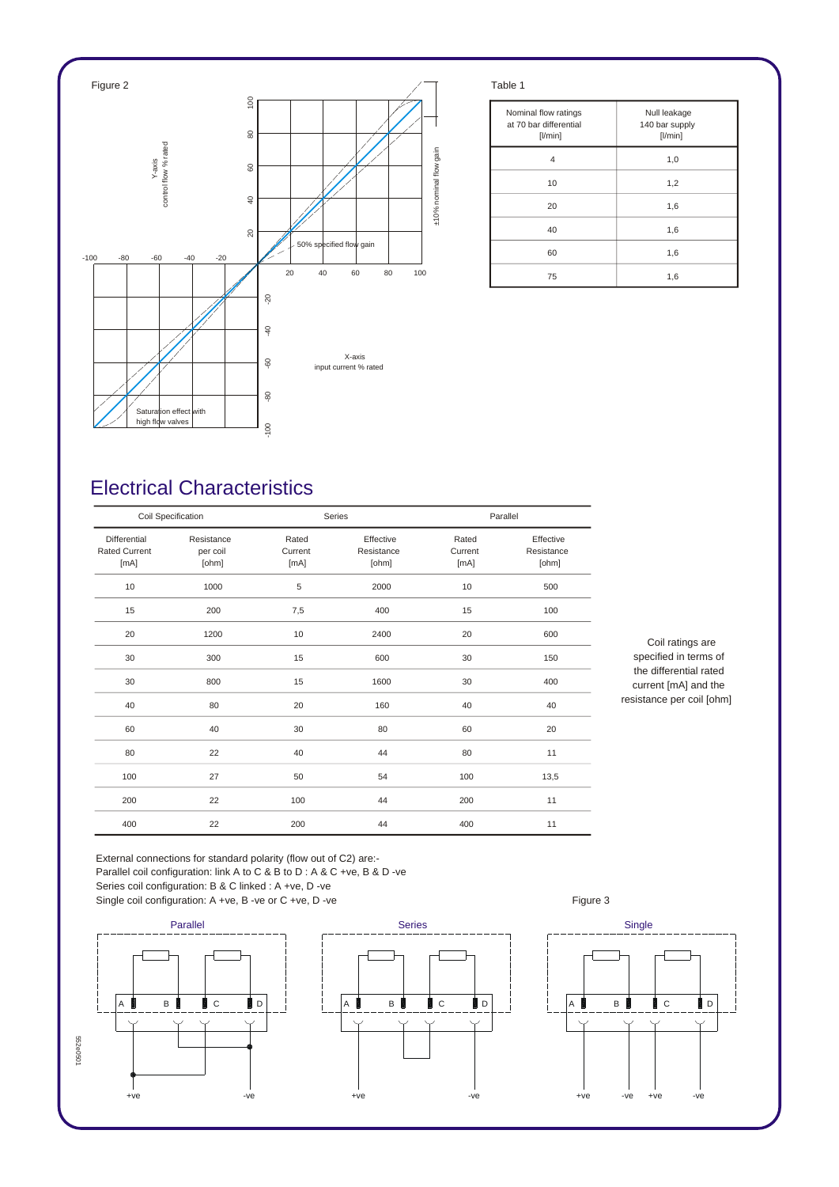Figure 2

Y-axis control flow % rated

X-axis input current % rated

±10% nominal flow gain

50% specified flow gain

Saturation effect with high flow valves

Table 1

| Nominal flow ratings at 70 bar differential [l/min] | Null leakage 140 bar supply [l/min] |
|---|---|
| 4 | 1,0 |
| 10 | 1,2 |
| 20 | 1,6 |
| 40 | 1,6 |
| 60 | 1,6 |
| 75 | 1,6 |

# Electrical Characteristics

| Coil Specification | | Series | | Parallel | |
|---|---|---|---|---|---|
| Differential Rated Current [mA] | Resistance per coil [ohm] | Rated Current [mA] | Effective Resistance [ohm] | Rated Current [mA] | Effective Resistance [ohm] |
| 10 | 1000 | 5 | 2000 | 10 | 500 |
| 15 | 200 | 7,5 | 400 | 15 | 100 |
| 20 | 1200 | 10 | 2400 | 20 | 600 |
| 30 | 300 | 15 | 600 | 30 | 150 |
| 30 | 800 | 15 | 1600 | 30 | 400 |
| 40 | 80 | 20 | 160 | 40 | 40 |
| 60 | 40 | 30 | 80 | 60 | 20 |
| 80 | 22 | 40 | 44 | 80 | 11 |
| 100 | 27 | 50 | 54 | 100 | 13,5 |
| 200 | 22 | 100 | 44 | 200 | 11 |
| 400 | 22 | 200 | 44 | 400 | 11 |

Coil ratings are specified in terms of the differential rated current [mA] and the resistance per coil [ohm]

External connections for standard polarity (flow out of C2) are:-
Parallel coil configuration: link A to C & B to D : A & C +ve, B & D -ve
Series coil configuration: B & C linked : A +ve, D -ve
Single coil configuration: A +ve, B -ve or C +ve, D -ve

Figure 3

Parallel — A, B, C, D; +ve, -ve

Series — A, B, C, D; +ve, -ve

Single — A, B, C, D; +ve, -ve, +ve, -ve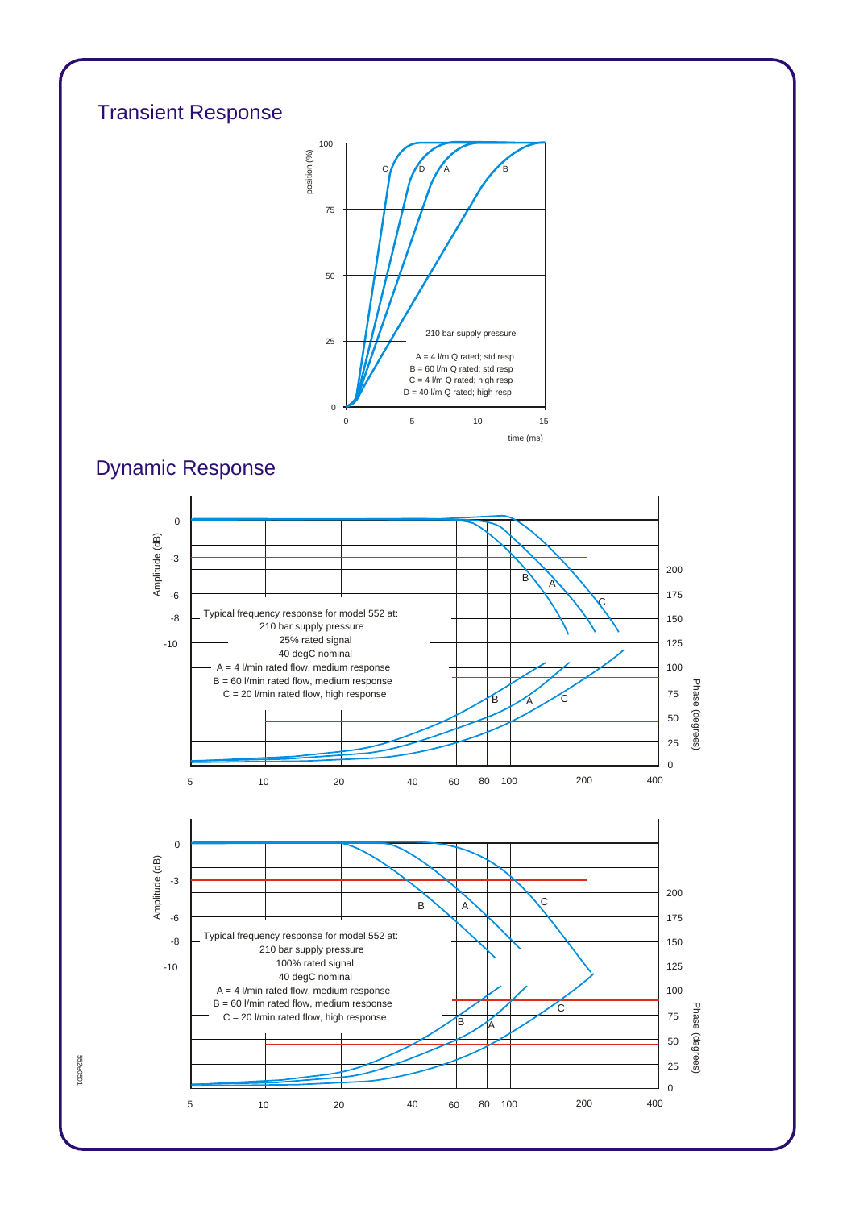## Transient Response

position (%)

100

75

50

25

0

0 5 10 15

time (ms)

C D A B

210 bar supply pressure

A = 4 l/m Q rated; std resp
B = 60 l/m Q rated; std resp
C = 4 l/m Q rated; high resp
D = 40 l/m Q rated; high resp

## Dynamic Response

Amplitude (dB)

0
-3
-6
-8
-10

Phase (degrees)

200
175
150
125
100
75
50
25
0

5 10 20 40 60 80 100 200 400

B A C

B A C

Typical frequency response for model 552 at:
210 bar supply pressure
25% rated signal
40 degC nominal
A = 4 l/min rated flow, medium response
B = 60 l/min rated flow, medium response
C = 20 l/min rated flow, high response

Amplitude (dB)

0
-3
-6
-8
-10

Phase (degrees)

200
175
150
125
100
75
50
25
0

5 10 20 40 60 80 100 200 400

B A C

B A C

Typical frequency response for model 552 at:
210 bar supply pressure
100% rated signal
40 degC nominal
A = 4 l/min rated flow, medium response
B = 60 l/min rated flow, medium response
C = 20 l/min rated flow, high response

552e0501